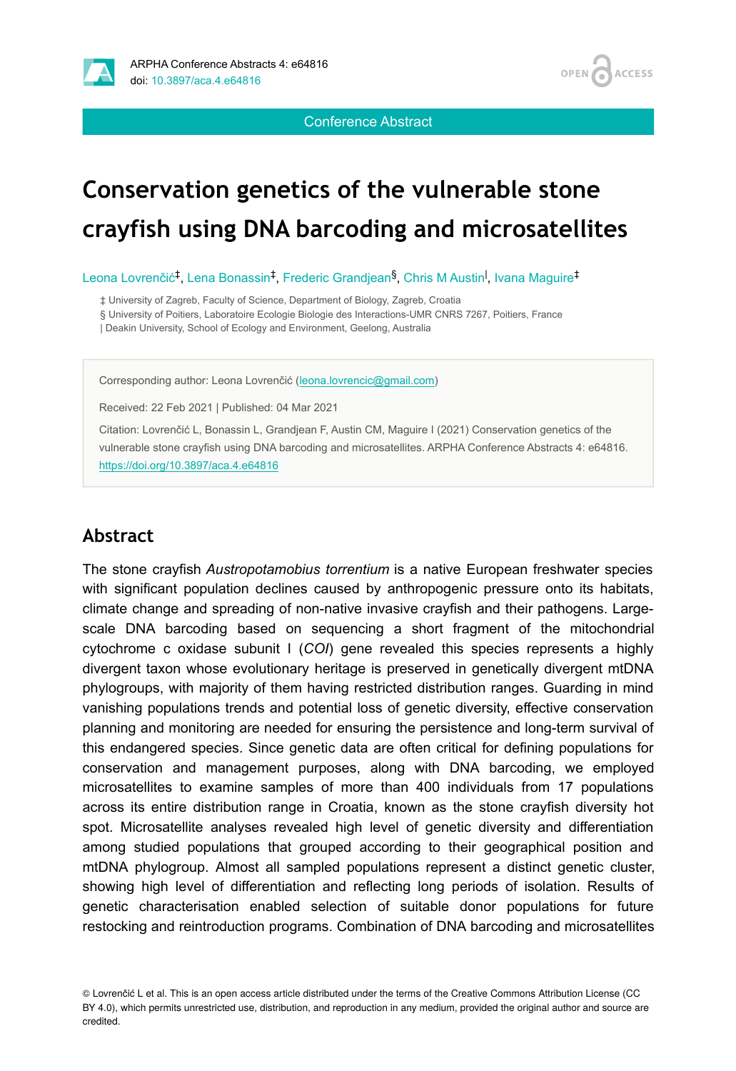Conference Abstract

# Conservation genetics of the vulnerable stone crayfish using DNA barcoding and microsatellites

Leona Lovrenčić[‡], Lena Bonassin[‡], Frederic Grandjean[§], Chris M Austin[|], Ivana Maguire[‡]

‡ University of Zagreb, Faculty of Science, Department of Biology, Zagreb, Croatia
§ University of Poitiers, Laboratoire Ecologie Biologie des Interactions-UMR CNRS 7267, Poitiers, France
| Deakin University, School of Ecology and Environment, Geelong, Australia

Corresponding author: Leona Lovrenčić (leona.lovrencic@gmail.com)

Received: 22 Feb 2021 | Published: 04 Mar 2021

Citation: Lovrenčić L, Bonassin L, Grandjean F, Austin CM, Maguire I (2021) Conservation genetics of the vulnerable stone crayfish using DNA barcoding and microsatellites. ARPHA Conference Abstracts 4: e64816. https://doi.org/10.3897/aca.4.e64816

## Abstract

The stone crayfish *Austropotamobius torrentium* is a native European freshwater species with significant population declines caused by anthropogenic pressure onto its habitats, climate change and spreading of non-native invasive crayfish and their pathogens. Large-scale DNA barcoding based on sequencing a short fragment of the mitochondrial cytochrome c oxidase subunit I (*COI*) gene revealed this species represents a highly divergent taxon whose evolutionary heritage is preserved in genetically divergent mtDNA phylogroups, with majority of them having restricted distribution ranges. Guarding in mind vanishing populations trends and potential loss of genetic diversity, effective conservation planning and monitoring are needed for ensuring the persistence and long-term survival of this endangered species. Since genetic data are often critical for defining populations for conservation and management purposes, along with DNA barcoding, we employed microsatellites to examine samples of more than 400 individuals from 17 populations across its entire distribution range in Croatia, known as the stone crayfish diversity hot spot. Microsatellite analyses revealed high level of genetic diversity and differentiation among studied populations that grouped according to their geographical position and mtDNA phylogroup. Almost all sampled populations represent a distinct genetic cluster, showing high level of differentiation and reflecting long periods of isolation. Results of genetic characterisation enabled selection of suitable donor populations for future restocking and reintroduction programs. Combination of DNA barcoding and microsatellites

© Lovrenčić L et al. This is an open access article distributed under the terms of the Creative Commons Attribution License (CC BY 4.0), which permits unrestricted use, distribution, and reproduction in any medium, provided the original author and source are credited.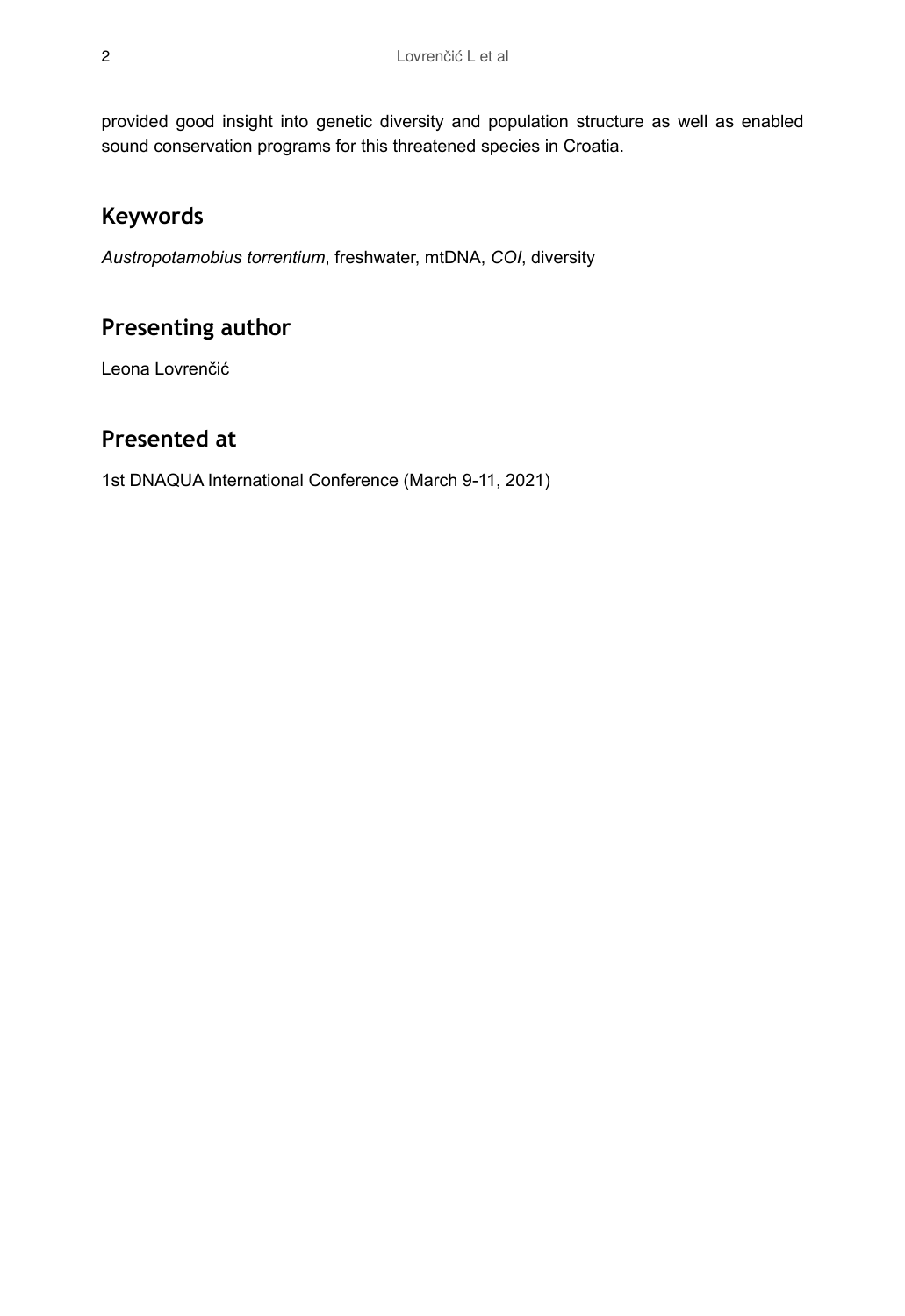provided good insight into genetic diversity and population structure as well as enabled sound conservation programs for this threatened species in Croatia.

## Keywords

*Austropotamobius torrentium*, freshwater, mtDNA, *COI*, diversity

## Presenting author

Leona Lovrenčić

## Presented at

1st DNAQUA International Conference (March 9-11, 2021)